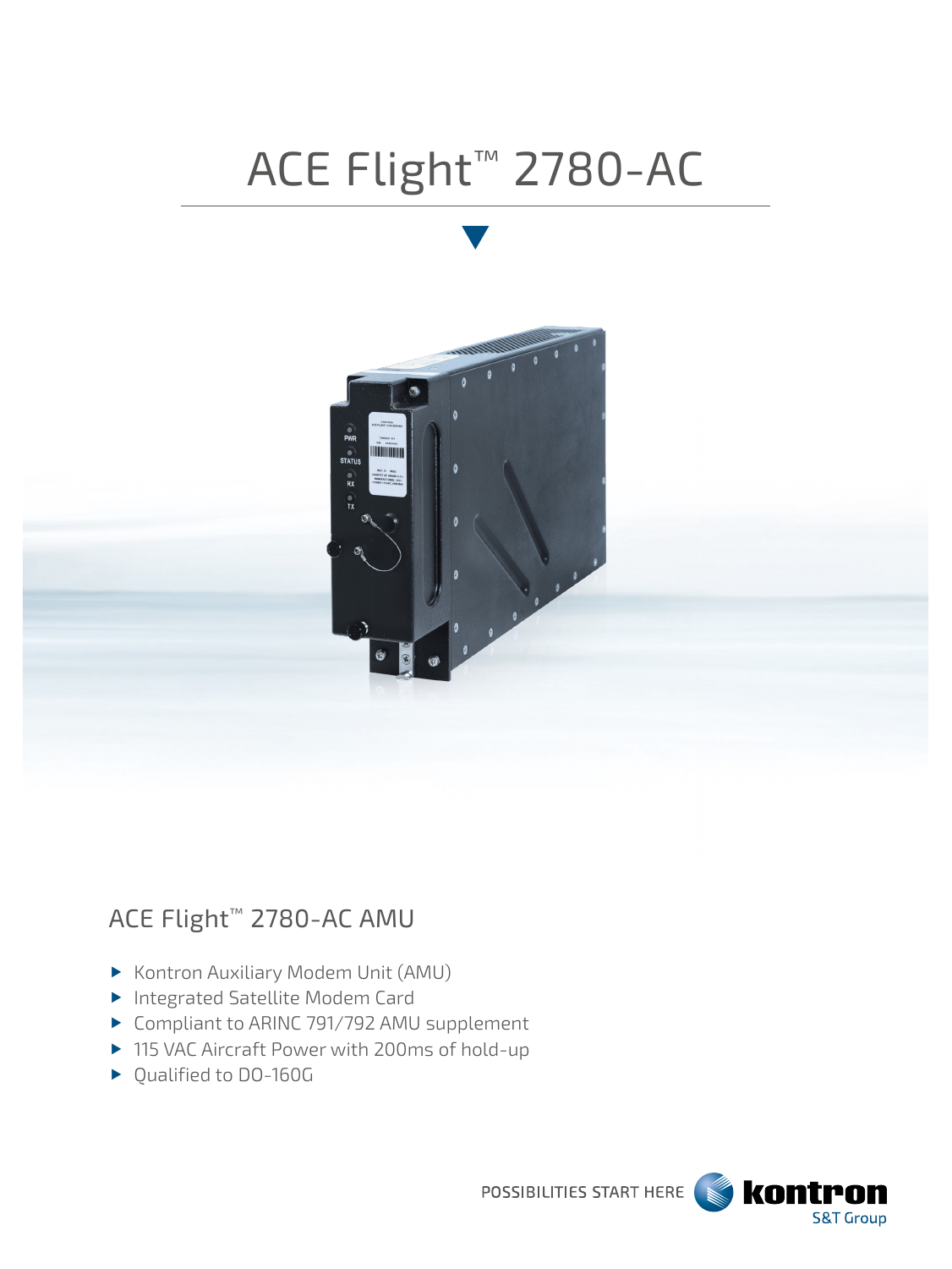# ACE Flight™ 2780-AC

## ACE Flight™ 2780-AC AMU

- Kontron Auxiliary Modem Unit (AMU)
- Integrated Satellite Modem Card
- Compliant to ARINC 791/792 AMU supplement
- 115 VAC Aircraft Power with 200ms of hold-up
- Qualified to DO-160G

POSSIBILITIES START HERE kontron S&T Group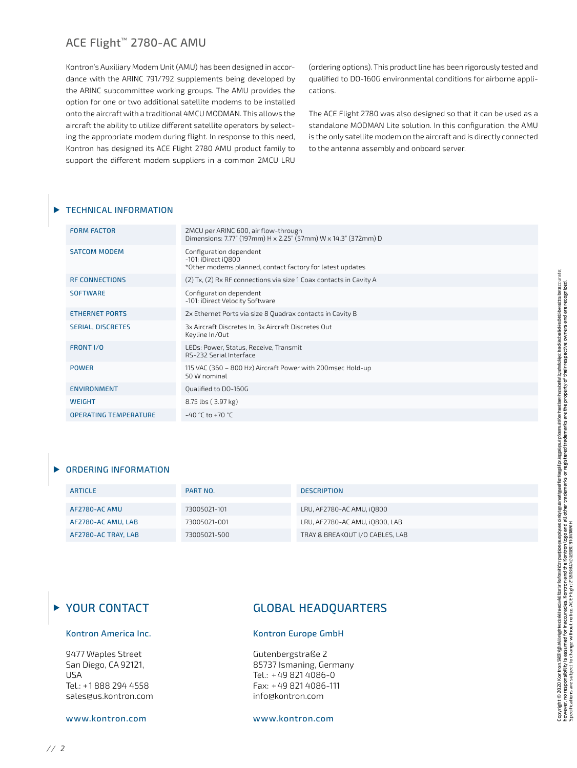# ACE Flight™ 2780-AC AMU

Kontron's Auxiliary Modem Unit (AMU) has been designed in accordance with the ARINC 791/792 supplements being developed by the ARINC subcommittee working groups. The AMU provides the option for one or two additional satellite modems to be installed onto the aircraft with a traditional 4MCU MODMAN. This allows the aircraft the ability to utilize different satellite operators by selecting the appropriate modem during flight. In response to this need, Kontron has designed its ACE Flight 2780 AMU product family to support the different modem suppliers in a common 2MCU LRU (ordering options). This product line has been rigorously tested and qualified to DO-160G environmental conditions for airborne applications.

The ACE Flight 2780 was also designed so that it can be used as a standalone MODMAN Lite solution. In this configuration, the AMU is the only satellite modem on the aircraft and is directly connected to the antenna assembly and onboard server.

## TECHNICAL INFORMATION

| | |
|---|---|
| FORM FACTOR | 2MCU per ARINC 600, air flow-through<br>Dimensions: 7.77" (197mm) H x 2.25" (57mm) W x 14.3" (372mm) D |
| SATCOM MODEM | Configuration dependent<br>-101: iDirect iQ800<br>*Other modems planned, contact factory for latest updates |
| RF CONNECTIONS | (2) Tx, (2) Rx RF connections via size 1 Coax contacts in Cavity A |
| SOFTWARE | Configuration dependent<br>-101: iDirect Velocity Software |
| ETHERNET PORTS | 2x Ethernet Ports via size 8 Quadrax contacts in Cavity B |
| SERIAL, DISCRETES | 3x Aircraft Discretes In, 3x Aircraft Discretes Out<br>Keyline In/Out |
| FRONT I/O | LEDs: Power, Status, Receive, Transmit<br>RS-232 Serial Interface |
| POWER | 115 VAC (360 – 800 Hz) Aircraft Power with 200msec Hold-up<br>50 W nominal |
| ENVIRONMENT | Qualified to DO-160G |
| WEIGHT | 8.75 lbs ( 3.97 kg) |
| OPERATING TEMPERATURE | -40 °C to +70 °C |

## ORDERING INFORMATION

| ARTICLE | PART NO. | DESCRIPTION |
|---|---|---|
| AF2780-AC AMU | 73005021-101 | LRU, AF2780-AC AMU, iQ800 |
| AF2780-AC AMU, LAB | 73005021-001 | LRU, AF2780-AC AMU, iQ800, LAB |
| AF2780-AC TRAY, LAB | 73005021-500 | TRAY & BREAKOUT I/O CABLES, LAB |

## YOUR CONTACT

### Kontron America Inc.

9477 Waples Street
San Diego, CA 92121,
USA
Tel.: +1 888 294 4558
sales@us.kontron.com

www.kontron.com

## GLOBAL HEADQUARTERS

### Kontron Europe GmbH

Gutenbergstraße 2
85737 Ismaning, Germany
Tel.: +49 821 4086-0
Fax: +49 821 4086-111
info@kontron.com

www.kontron.com

Copyright © 2020 Kontron. All rights reserved. All data is for information purposes only and not guaranteed for legal purposes. Information has been carefully checked and is believed to be accurate; however, no responsibility is assumed for inaccuracies. Kontron and the Kontron logo and all other trademarks or registered trademarks are the property of their respective owners and are recognized. Specifications are subject to change without notice. ACE Flight 2780-AC-20201001-WMH